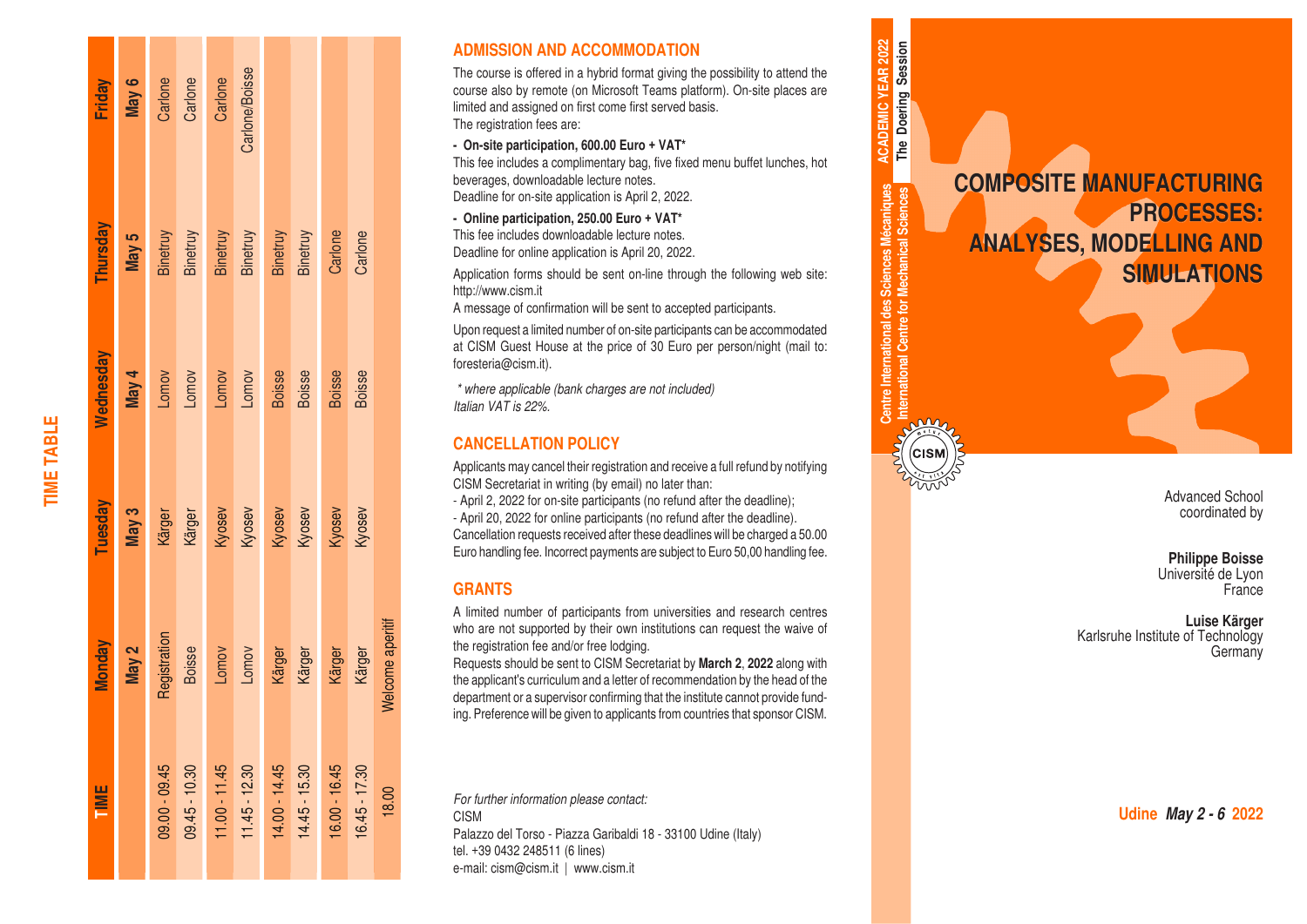## TIME TABLE

| TIME | Monday | Tuesday | Wednesday | Thursday | Friday |
|---|---|---|---|---|---|
| | May 2 | May 3 | May 4 | May 5 | May 6 |
| 09.00 - 09.45 | Registration | Kärger | Lomov | Binetruy | Carlone |
| 09.45 - 10.30 | Boisse | Kärger | Lomov | Binetruy | Carlone |
| 11.00 - 11.45 | Lomov | Kyosev | Lomov | Binetruy | Carlone |
| 11.45 - 12.30 | Lomov | Kyosev | Lomov | Binetruy | Carlone/Boisse |
| 14.00 - 14.45 | Kärger | Kyosev | Boisse | Binetruy | |
| 14.45 - 15.30 | Kärger | Kyosev | Boisse | Binetruy | |
| 16.00 - 16.45 | Kärger | Kyosev | Boisse | Carlone | |
| 16.45 - 17.30 | Kärger | Kyosev | Boisse | Carlone | |
| 18.00 | Welcome aperitif | | | | |

## ADMISSION AND ACCOMMODATION

The course is offered in a hybrid format giving the possibility to attend the course also by remote (on Microsoft Teams platform). On-site places are limited and assigned on first come first served basis.
The registration fees are:

- **On-site participation, 600.00 Euro + VAT***

This fee includes a complimentary bag, five fixed menu buffet lunches, hot beverages, downloadable lecture notes.
Deadline for on-site application is April 2, 2022.

- **Online participation, 250.00 Euro + VAT***

This fee includes downloadable lecture notes.
Deadline for online application is April 20, 2022.

Application forms should be sent on-line through the following web site: http://www.cism.it
A message of confirmation will be sent to accepted participants.

Upon request a limited number of on-site participants can be accommodated at CISM Guest House at the price of 30 Euro per person/night (mail to: foresteria@cism.it).

*\* where applicable (bank charges are not included)*
*Italian VAT is 22%.*

## CANCELLATION POLICY

Applicants may cancel their registration and receive a full refund by notifying CISM Secretariat in writing (by email) no later than:
- April 2, 2022 for on-site participants (no refund after the deadline);
- April 20, 2022 for online participants (no refund after the deadline).
Cancellation requests received after these deadlines will be charged a 50.00 Euro handling fee. Incorrect payments are subject to Euro 50,00 handling fee.

## GRANTS

A limited number of participants from universities and research centres who are not supported by their own institutions can request the waive of the registration fee and/or free lodging.
Requests should be sent to CISM Secretariat by **March 2, 2022** along with the applicant's curriculum and a letter of recommendation by the head of the department or a supervisor confirming that the institute cannot provide funding. Preference will be given to applicants from countries that sponsor CISM.

*For further information please contact:*
CISM
Palazzo del Torso - Piazza Garibaldi 18 - 33100 Udine (Italy)
tel. +39 0432 248511 (6 lines)
e-mail: cism@cism.it | www.cism.it

Centre International des Sciences Mécaniques
International Centre for Mechanical Sciences

ACADEMIC YEAR 2022
The Doering Session

# COMPOSITE MANUFACTURING PROCESSES: ANALYSES, MODELLING AND SIMULATIONS

Advanced School
coordinated by

**Philippe Boisse**
Université de Lyon
France

**Luise Kärger**
Karlsruhe Institute of Technology
Germany

**Udine** ***May 2 - 6*** **2022**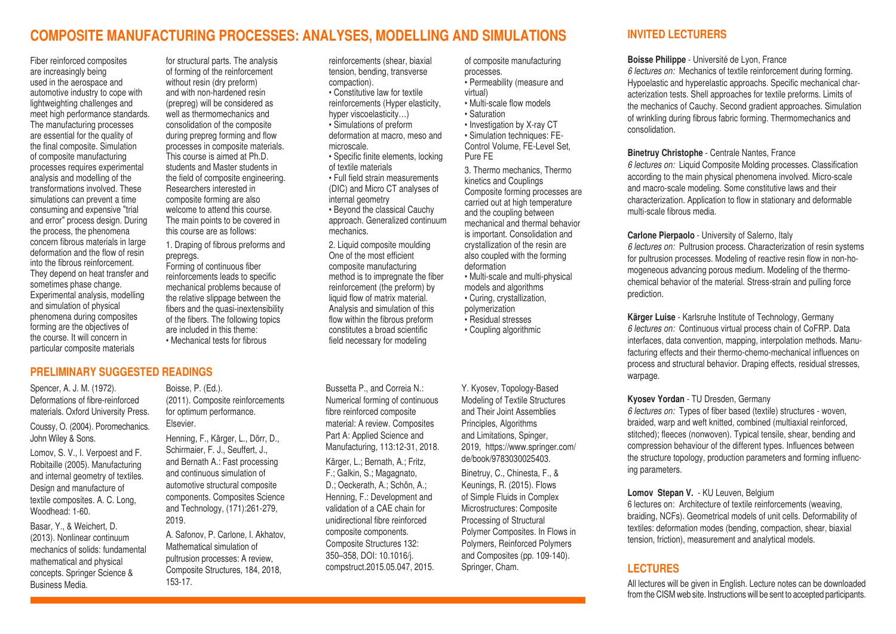# COMPOSITE MANUFACTURING PROCESSES: ANALYSES, MODELLING AND SIMULATIONS

Fiber reinforced composites are increasingly being used in the aerospace and automotive industry to cope with lightweighting challenges and meet high performance standards. The manufacturing processes are essential for the quality of the final composite. Simulation of composite manufacturing processes requires experimental analysis and modelling of the transformations involved. These simulations can prevent a time consuming and expensive "trial and error" process design. During the process, the phenomena concern fibrous materials in large deformation and the flow of resin into the fibrous reinforcement. They depend on heat transfer and sometimes phase change. Experimental analysis, modelling and simulation of physical phenomena during composites forming are the objectives of the course. It will concern in particular composite materials for structural parts. The analysis of forming of the reinforcement without resin (dry preform) and with non-hardened resin (prepreg) will be considered as well as thermomechanics and consolidation of the composite during prepreg forming and flow processes in composite materials. This course is aimed at Ph.D. students and Master students in the field of composite engineering. Researchers interested in composite forming are also welcome to attend this course. The main points to be covered in this course are as follows:

1. Draping of fibrous preforms and prepregs.
Forming of continuous fiber reinforcements leads to specific mechanical problems because of the relative slippage between the fibers and the quasi-inextensibility of the fibers. The following topics are included in this theme:
- Mechanical tests for fibrous reinforcements (shear, biaxial tension, bending, transverse compaction).
- Constitutive law for textile reinforcements (Hyper elasticity, hyper viscoelasticity…)
- Simulations of preform deformation at macro, meso and microscale.
- Specific finite elements, locking of textile materials
- Full field strain measurements (DIC) and Micro CT analyses of internal geometry
- Beyond the classical Cauchy approach. Generalized continuum mechanics.

2. Liquid composite moulding
One of the most efficient composite manufacturing method is to impregnate the fiber reinforcement (the preform) by liquid flow of matrix material. Analysis and simulation of this flow within the fibrous preform constitutes a broad scientific field necessary for modeling of composite manufacturing processes.
- Permeability (measure and virtual)
- Multi-scale flow models
- Saturation
- Investigation by X-ray CT
- Simulation techniques: FE-Control Volume, FE-Level Set, Pure FE

3. Thermo mechanics, Thermo kinetics and Couplings
Composite forming processes are carried out at high temperature and the coupling between mechanical and thermal behavior is important. Consolidation and crystallization of the resin are also coupled with the forming deformation
- Multi-scale and multi-physical models and algorithms
- Curing, crystallization, polymerization
- Residual stresses
- Coupling algorithmic

## PRELIMINARY SUGGESTED READINGS

Spencer, A. J. M. (1972). Deformations of fibre-reinforced materials. Oxford University Press.

Coussy, O. (2004). Poromechanics. John Wiley & Sons.

Lomov, S. V., I. Verpoest and F. Robitaille (2005). Manufacturing and internal geometry of textiles. Design and manufacture of textile composites. A. C. Long, Woodhead: 1-60.

Basar, Y., & Weichert, D. (2013). Nonlinear continuum mechanics of solids: fundamental mathematical and physical concepts. Springer Science & Business Media.

Boisse, P. (Ed.). (2011). Composite reinforcements for optimum performance. Elsevier.

Henning, F., Kärger, L., Dörr, D., Schirmaier, F. J., Seuffert, J., and Bernath A.: Fast processing and continuous simulation of automotive structural composite components. Composites Science and Technology, (171):261-279, 2019.

A. Safonov, P. Carlone, I. Akhatov, Mathematical simulation of pultrusion processes: A review, Composite Structures, 184, 2018, 153-17.

Bussetta P., and Correia N.: Numerical forming of continuous fibre reinforced composite material: A review. Composites Part A: Applied Science and Manufacturing, 113:12-31, 2018.

Kärger, L.; Bernath, A.; Fritz, F.; Galkin, S.; Magagnato, D.; Oeckerath, A.; Schön, A.; Henning, F.: Development and validation of a CAE chain for unidirectional fibre reinforced composite components. Composite Structures 132: 350–358, DOI: 10.1016/j.compstruct.2015.05.047, 2015.

Y. Kyosev, Topology-Based Modeling of Textile Structures and Their Joint Assemblies Principles, Algorithms and Limitations, Spinger, 2019, https://www.springer.com/de/book/9783030025403.

Binetruy, C., Chinesta, F., & Keunings, R. (2015). Flows of Simple Fluids in Complex Microstructures: Composite Processing of Structural Polymer Composites. In Flows in Polymers, Reinforced Polymers and Composites (pp. 109-140). Springer, Cham.

## INVITED LECTURERS

**Boisse Philippe** - Université de Lyon, France
*6 lectures on:* Mechanics of textile reinforcement during forming. Hypoelastic and hyperelastic approachs. Specific mechanical characterization tests. Shell approaches for textile preforms. Limits of the mechanics of Cauchy. Second gradient approaches. Simulation of wrinkling during fibrous fabric forming. Thermomechanics and consolidation.

**Binetruy Christophe** - Centrale Nantes, France
*6 lectures on:* Liquid Composite Molding processes. Classification according to the main physical phenomena involved. Micro-scale and macro-scale modeling. Some constitutive laws and their characterization. Application to flow in stationary and deformable multi-scale fibrous media.

**Carlone Pierpaolo** - University of Salerno, Italy
*6 lectures on:* Pultrusion process. Characterization of resin systems for pultrusion processes. Modeling of reactive resin flow in non-homogeneous advancing porous medium. Modeling of the thermochemical behavior of the material. Stress-strain and pulling force prediction.

**Kärger Luise** - Karlsruhe Institute of Technology, Germany
*6 lectures on:* Continuous virtual process chain of CoFRP. Data interfaces, data convention, mapping, interpolation methods. Manufacturing effects and their thermo-chemo-mechanical influences on process and structural behavior. Draping effects, residual stresses, warpage.

**Kyosev Yordan** - TU Dresden, Germany
*6 lectures on:* Types of fiber based (textile) structures - woven, braided, warp and weft knitted, combined (multiaxial reinforced, stitched); fleeces (nonwoven). Typical tensile, shear, bending and compression behaviour of the different types. Influences between the structure topology, production parameters and forming influencing parameters.

**Lomov Stepan V.** - KU Leuven, Belgium
6 lectures on: Architecture of textile reinforcements (weaving, braiding, NCFs). Geometrical models of unit cells. Deformability of textiles: deformation modes (bending, compaction, shear, biaxial tension, friction), measurement and analytical models.

## LECTURES

All lectures will be given in English. Lecture notes can be downloaded from the CISM web site. Instructions will be sent to accepted participants.